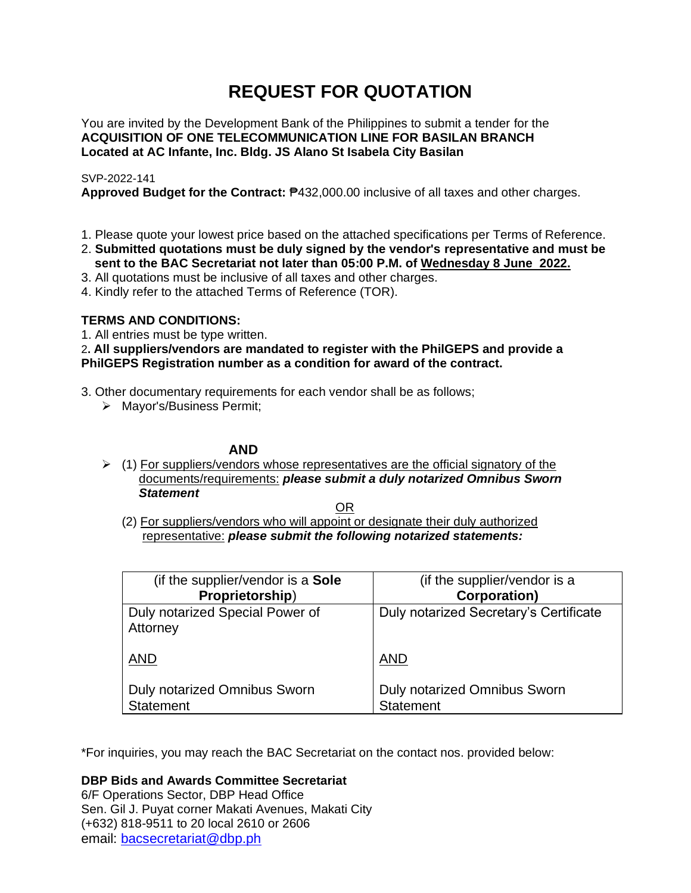# REQUEST FOR QUOTATION

You are invited by the Development Bank of the Philippines to submit a tender for the
**ACQUISITION OF ONE TELECOMMUNICATION LINE FOR BASILAN BRANCH**
**Located at AC Infante, Inc. Bldg. JS Alano St Isabela City Basilan**

SVP-2022-141
**Approved Budget for the Contract:** ₱432,000.00 inclusive of all taxes and other charges.

1. Please quote your lowest price based on the attached specifications per Terms of Reference.
2. **Submitted quotations must be duly signed by the vendor's representative and must be sent to the BAC Secretariat not later than 05:00 P.M. of Wednesday 8 June 2022.**
3. All quotations must be inclusive of all taxes and other charges.
4. Kindly refer to the attached Terms of Reference (TOR).

**TERMS AND CONDITIONS:**

1. All entries must be type written.
2. **All suppliers/vendors are mandated to register with the PhilGEPS and provide a PhilGEPS Registration number as a condition for award of the contract.**
3. Other documentary requirements for each vendor shall be as follows;
   - Mayor's/Business Permit;

**AND**

- (1) For suppliers/vendors whose representatives are the official signatory of the documents/requirements: ***please submit a duly notarized Omnibus Sworn Statement***

OR

(2) For suppliers/vendors who will appoint or designate their duly authorized representative: ***please submit the following notarized statements:***

| (if the supplier/vendor is a **Sole Proprietorship**) | (if the supplier/vendor is a **Corporation)** |
|---|---|
| Duly notarized Special Power of Attorney<br><br>AND<br><br>Duly notarized Omnibus Sworn Statement | Duly notarized Secretary's Certificate<br><br>AND<br><br>Duly notarized Omnibus Sworn Statement |

*For inquiries, you may reach the BAC Secretariat on the contact nos. provided below:

**DBP Bids and Awards Committee Secretariat**
6/F Operations Sector, DBP Head Office
Sen. Gil J. Puyat corner Makati Avenues, Makati City
(+632) 818-9511 to 20 local 2610 or 2606
email: bacsecretariat@dbp.ph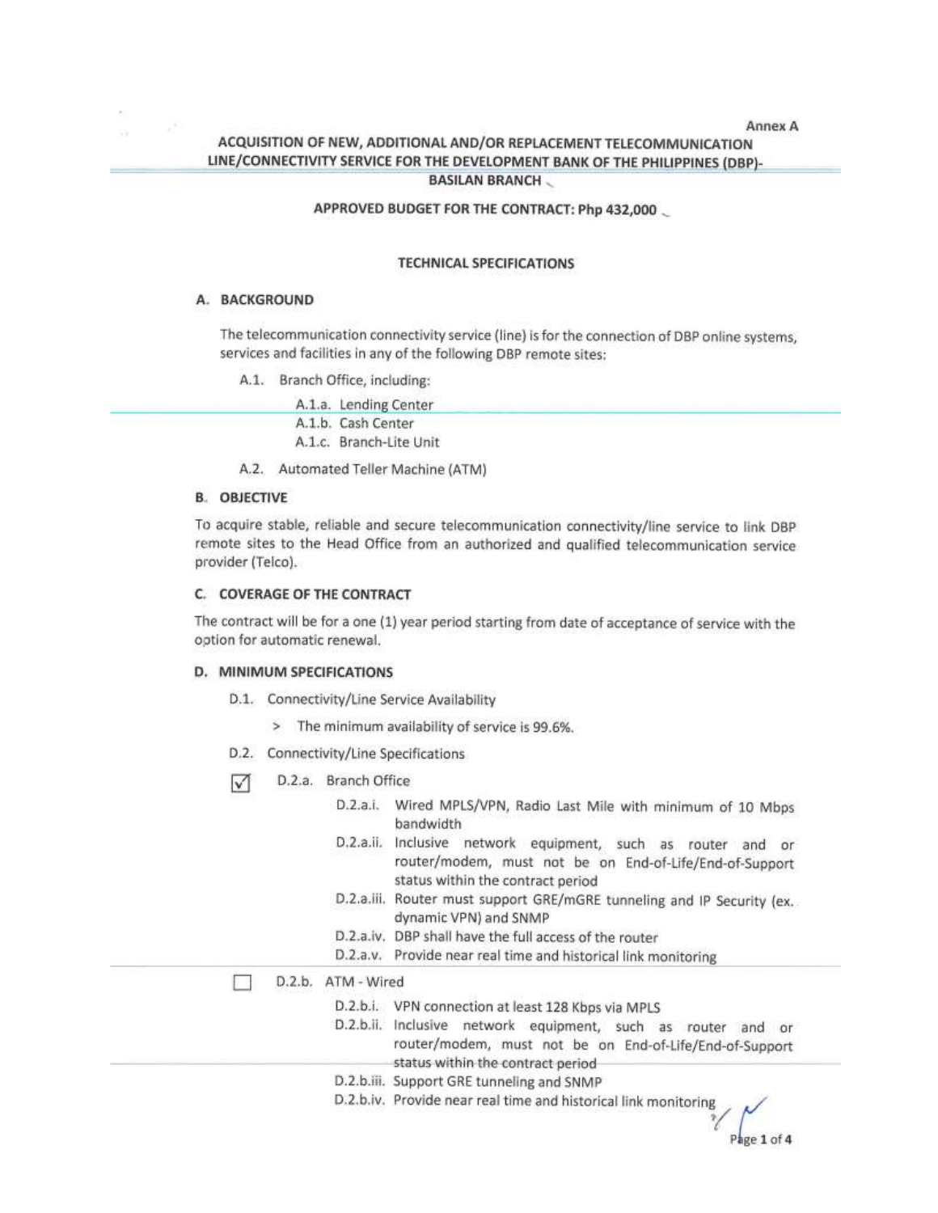Annex A

# ACQUISITION OF NEW, ADDITIONAL AND/OR REPLACEMENT TELECOMMUNICATION LINE/CONNECTIVITY SERVICE FOR THE DEVELOPMENT BANK OF THE PHILIPPINES (DBP)-BASILAN BRANCH

**APPROVED BUDGET FOR THE CONTRACT: Php 432,000**

## TECHNICAL SPECIFICATIONS

### A. BACKGROUND

The telecommunication connectivity service (line) is for the connection of DBP online systems, services and facilities in any of the following DBP remote sites:

- A.1. Branch Office, including:
  - A.1.a. Lending Center
  - A.1.b. Cash Center
  - A.1.c. Branch-Lite Unit
- A.2. Automated Teller Machine (ATM)

### B. OBJECTIVE

To acquire stable, reliable and secure telecommunication connectivity/line service to link DBP remote sites to the Head Office from an authorized and qualified telecommunication service provider (Telco).

### C. COVERAGE OF THE CONTRACT

The contract will be for a one (1) year period starting from date of acceptance of service with the option for automatic renewal.

### D. MINIMUM SPECIFICATIONS

- D.1. Connectivity/Line Service Availability
  - > The minimum availability of service is 99.6%.
- D.2. Connectivity/Line Specifications

☑ D.2.a. Branch Office

- D.2.a.i. Wired MPLS/VPN, Radio Last Mile with minimum of 10 Mbps bandwidth
- D.2.a.ii. Inclusive network equipment, such as router and or router/modem, must not be on End-of-Life/End-of-Support status within the contract period
- D.2.a.iii. Router must support GRE/mGRE tunneling and IP Security (ex. dynamic VPN) and SNMP
- D.2.a.iv. DBP shall have the full access of the router
- D.2.a.v. Provide near real time and historical link monitoring

☐ D.2.b. ATM - Wired

- D.2.b.i. VPN connection at least 128 Kbps via MPLS
- D.2.b.ii. Inclusive network equipment, such as router and or router/modem, must not be on End-of-Life/End-of-Support status within the contract period
- D.2.b.iii. Support GRE tunneling and SNMP
- D.2.b.iv. Provide near real time and historical link monitoring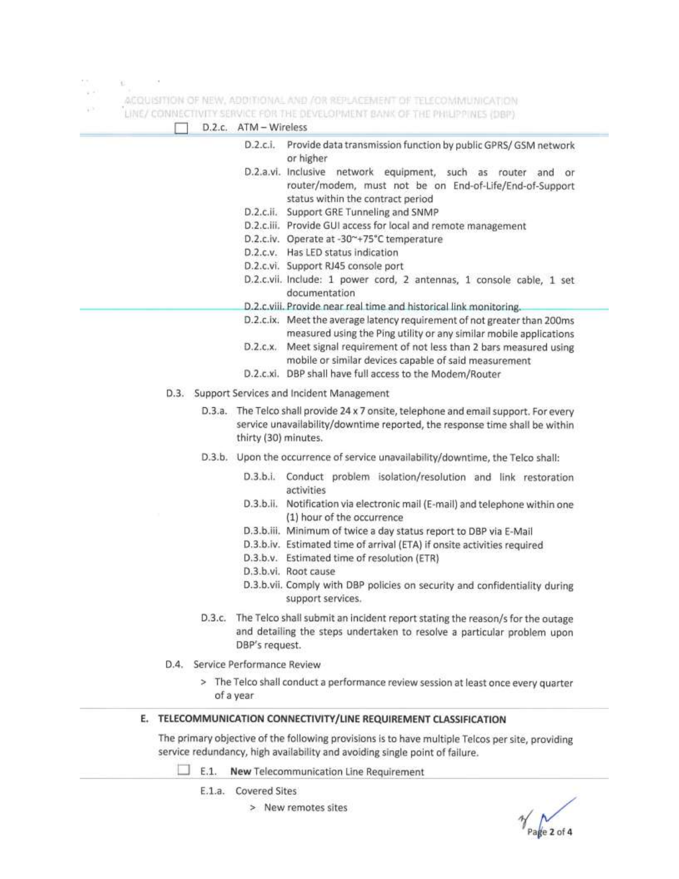☐ D.2.c. ATM – Wireless

- D.2.c.i. Provide data transmission function by public GPRS/ GSM network or higher
- D.2.a.vi. Inclusive network equipment, such as router and or router/modem, must not be on End-of-Life/End-of-Support status within the contract period
- D.2.c.ii. Support GRE Tunneling and SNMP
- D.2.c.iii. Provide GUI access for local and remote management
- D.2.c.iv. Operate at -30~+75°C temperature
- D.2.c.v. Has LED status indication
- D.2.c.vi. Support RJ45 console port
- D.2.c.vii. Include: 1 power cord, 2 antennas, 1 console cable, 1 set documentation
- D.2.c.viii. Provide near real time and historical link monitoring.
- D.2.c.ix. Meet the average latency requirement of not greater than 200ms measured using the Ping utility or any similar mobile applications
- D.2.c.x. Meet signal requirement of not less than 2 bars measured using mobile or similar devices capable of said measurement
- D.2.c.xi. DBP shall have full access to the Modem/Router

D.3. Support Services and Incident Management

- D.3.a. The Telco shall provide 24 x 7 onsite, telephone and email support. For every service unavailability/downtime reported, the response time shall be within thirty (30) minutes.
- D.3.b. Upon the occurrence of service unavailability/downtime, the Telco shall:
  - D.3.b.i. Conduct problem isolation/resolution and link restoration activities
  - D.3.b.ii. Notification via electronic mail (E-mail) and telephone within one (1) hour of the occurrence
  - D.3.b.iii. Minimum of twice a day status report to DBP via E-Mail
  - D.3.b.iv. Estimated time of arrival (ETA) if onsite activities required
  - D.3.b.v. Estimated time of resolution (ETR)
  - D.3.b.vi. Root cause
  - D.3.b.vii. Comply with DBP policies on security and confidentiality during support services.
- D.3.c. The Telco shall submit an incident report stating the reason/s for the outage and detailing the steps undertaken to resolve a particular problem upon DBP's request.

D.4. Service Performance Review

> The Telco shall conduct a performance review session at least once every quarter of a year

## E. TELECOMMUNICATION CONNECTIVITY/LINE REQUIREMENT CLASSIFICATION

The primary objective of the following provisions is to have multiple Telcos per site, providing service redundancy, high availability and avoiding single point of failure.

☐ E.1. **New** Telecommunication Line Requirement

E.1.a. Covered Sites

> New remotes sites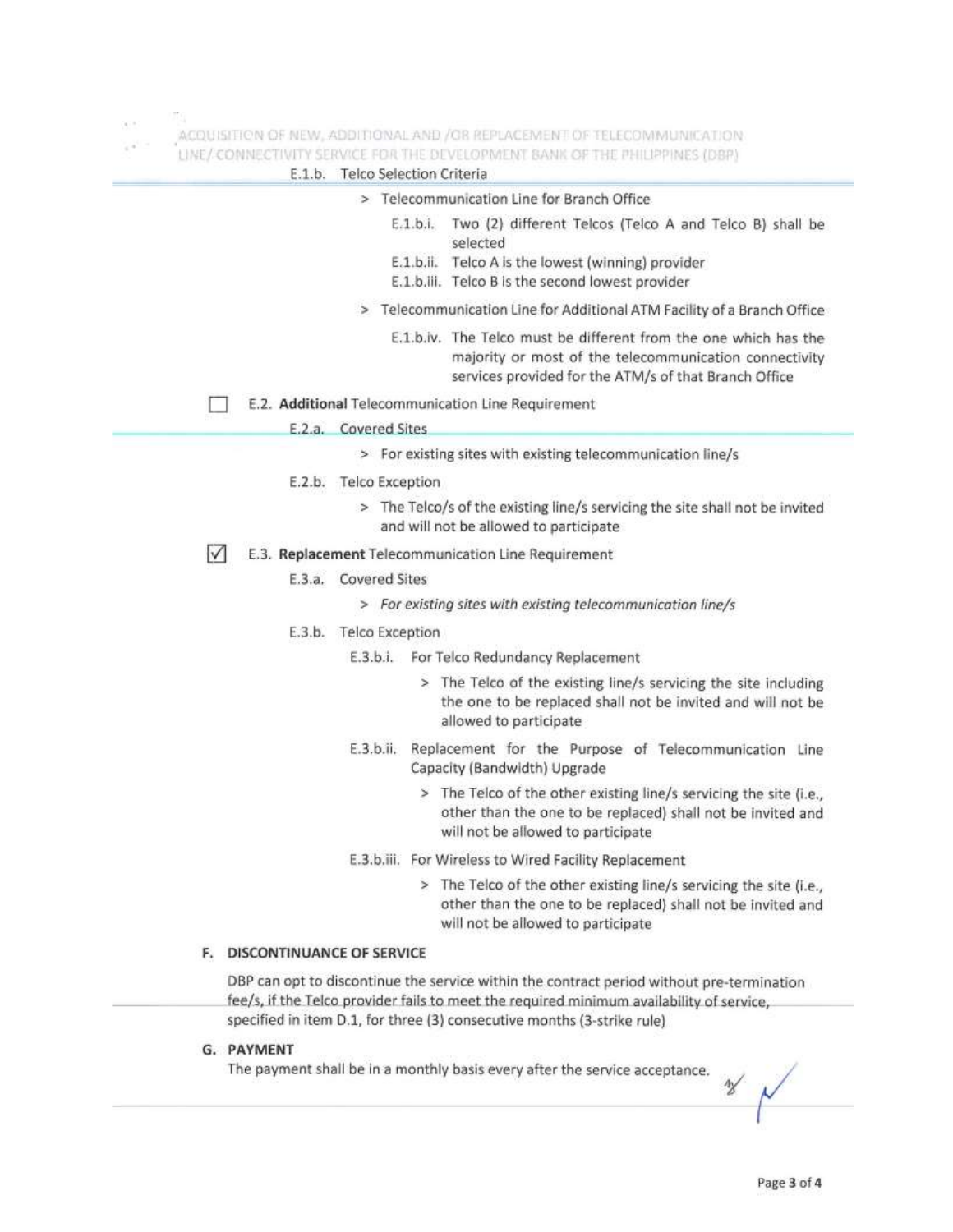E.1.b. Telco Selection Criteria

> Telecommunication Line for Branch Office

E.1.b.i. Two (2) different Telcos (Telco A and Telco B) shall be selected

E.1.b.ii. Telco A is the lowest (winning) provider

E.1.b.iii. Telco B is the second lowest provider

> Telecommunication Line for Additional ATM Facility of a Branch Office

E.1.b.iv. The Telco must be different from the one which has the majority or most of the telecommunication connectivity services provided for the ATM/s of that Branch Office

☐ E.2. **Additional** Telecommunication Line Requirement

E.2.a. Covered Sites

> For existing sites with existing telecommunication line/s

E.2.b. Telco Exception

> The Telco/s of the existing line/s servicing the site shall not be invited and will not be allowed to participate

☑ E.3. **Replacement** Telecommunication Line Requirement

E.3.a. Covered Sites

> *For existing sites with existing telecommunication line/s*

E.3.b. Telco Exception

E.3.b.i. For Telco Redundancy Replacement

> The Telco of the existing line/s servicing the site including the one to be replaced shall not be invited and will not be allowed to participate

E.3.b.ii. Replacement for the Purpose of Telecommunication Line Capacity (Bandwidth) Upgrade

> The Telco of the other existing line/s servicing the site (i.e., other than the one to be replaced) shall not be invited and will not be allowed to participate

E.3.b.iii. For Wireless to Wired Facility Replacement

> The Telco of the other existing line/s servicing the site (i.e., other than the one to be replaced) shall not be invited and will not be allowed to participate

## F. DISCONTINUANCE OF SERVICE

DBP can opt to discontinue the service within the contract period without pre-termination fee/s, if the Telco provider fails to meet the required minimum availability of service, specified in item D.1, for three (3) consecutive months (3-strike rule)

## G. PAYMENT

The payment shall be in a monthly basis every after the service acceptance.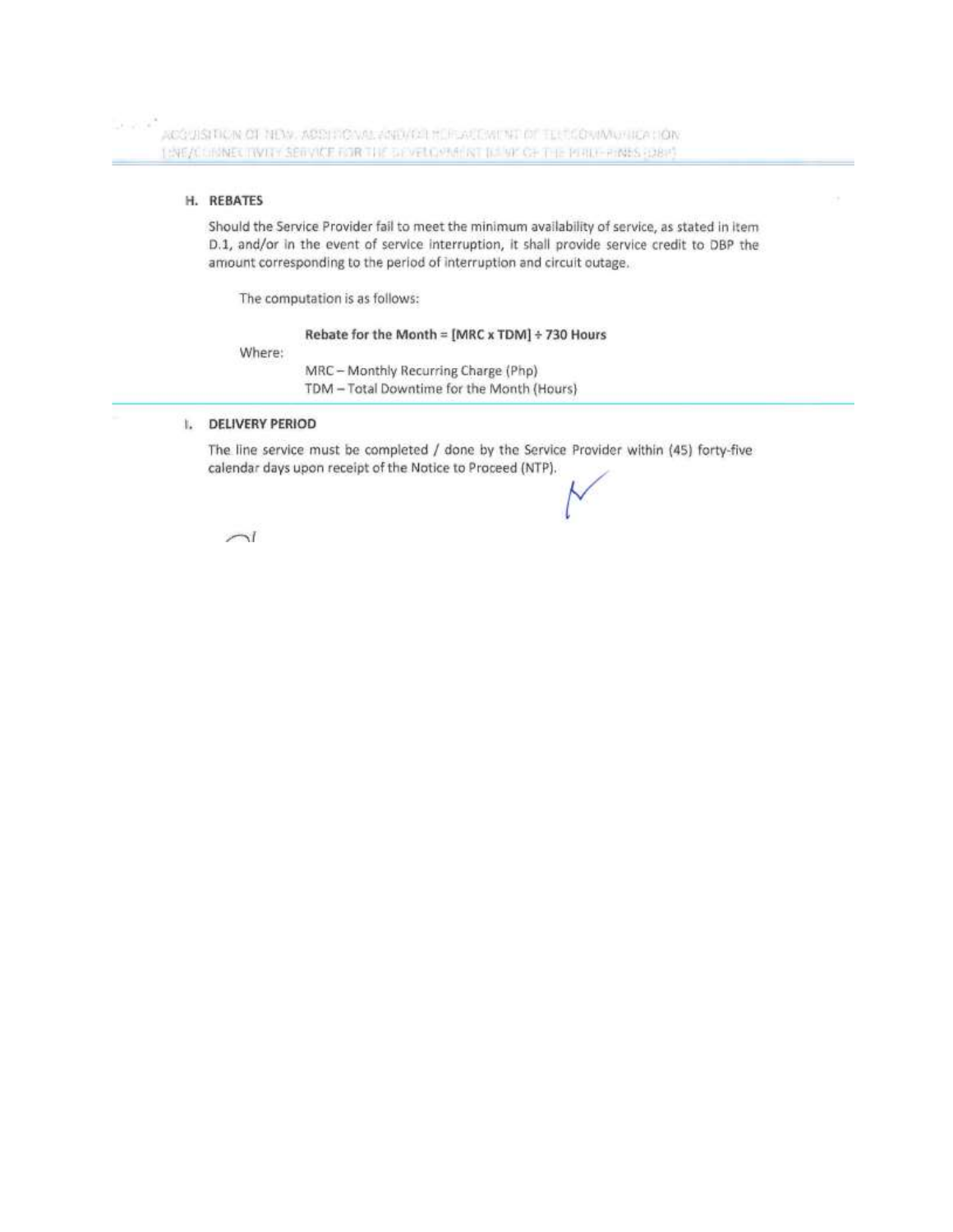## H. REBATES

Should the Service Provider fail to meet the minimum availability of service, as stated in item D.1, and/or in the event of service interruption, it shall provide service credit to DBP the amount corresponding to the period of interruption and circuit outage.

The computation is as follows:

**Rebate for the Month = [MRC x TDM] ÷ 730 Hours**

Where:

MRC – Monthly Recurring Charge (Php)
TDM – Total Downtime for the Month (Hours)

## I. DELIVERY PERIOD

The line service must be completed / done by the Service Provider within (45) forty-five calendar days upon receipt of the Notice to Proceed (NTP).